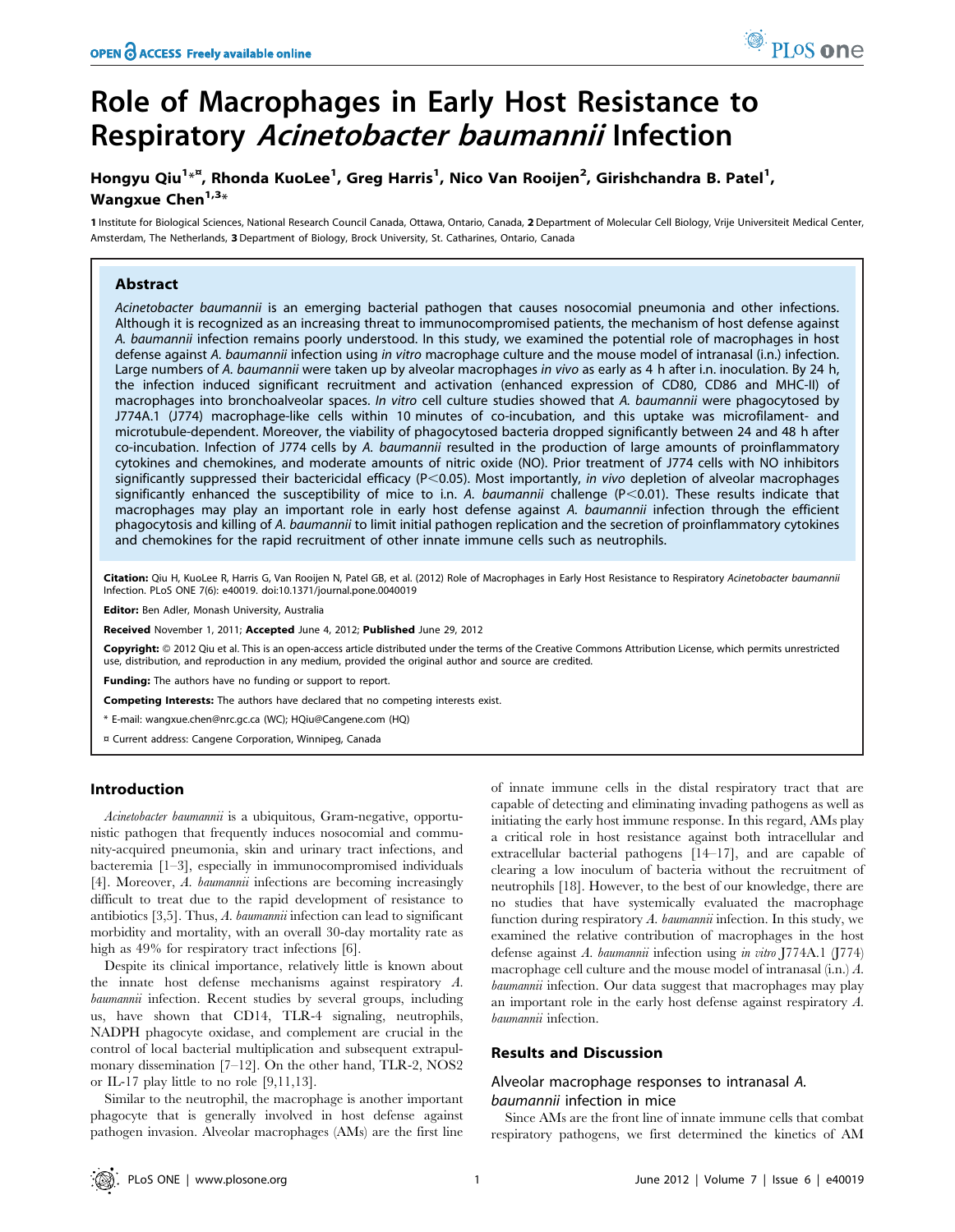# Role of Macrophages in Early Host Resistance to Respiratory *Acinetobacter baumannii* Infection

Hongyu Qiu[1]*¤, Rhonda KuoLee[1], Greg Harris[1], Nico Van Rooijen[2], Girishchandra B. Patel[1], Wangxue Chen[1,3]*

1 Institute for Biological Sciences, National Research Council Canada, Ottawa, Ontario, Canada, 2 Department of Molecular Cell Biology, Vrije Universiteit Medical Center, Amsterdam, The Netherlands, 3 Department of Biology, Brock University, St. Catharines, Ontario, Canada

## Abstract

*Acinetobacter baumannii* is an emerging bacterial pathogen that causes nosocomial pneumonia and other infections. Although it is recognized as an increasing threat to immunocompromised patients, the mechanism of host defense against *A. baumannii* infection remains poorly understood. In this study, we examined the potential role of macrophages in host defense against *A. baumannii* infection using *in vitro* macrophage culture and the mouse model of intranasal (i.n.) infection. Large numbers of *A. baumannii* were taken up by alveolar macrophages *in vivo* as early as 4 h after i.n. inoculation. By 24 h, the infection induced significant recruitment and activation (enhanced expression of CD80, CD86 and MHC-II) of macrophages into bronchoalveolar spaces. *In vitro* cell culture studies showed that *A. baumannii* were phagocytosed by J774A.1 (J774) macrophage-like cells within 10 minutes of co-incubation, and this uptake was microfilament- and microtubule-dependent. Moreover, the viability of phagocytosed bacteria dropped significantly between 24 and 48 h after co-incubation. Infection of J774 cells by *A. baumannii* resulted in the production of large amounts of proinflammatory cytokines and chemokines, and moderate amounts of nitric oxide (NO). Prior treatment of J774 cells with NO inhibitors significantly suppressed their bactericidal efficacy ($P<0.05$). Most importantly, *in vivo* depletion of alveolar macrophages significantly enhanced the susceptibility of mice to i.n. *A. baumannii* challenge ($P<0.01$). These results indicate that macrophages may play an important role in early host defense against *A. baumannii* infection through the efficient phagocytosis and killing of *A. baumannii* to limit initial pathogen replication and the secretion of proinflammatory cytokines and chemokines for the rapid recruitment of other innate immune cells such as neutrophils.

**Citation:** Qiu H, KuoLee R, Harris G, Van Rooijen N, Patel GB, et al. (2012) Role of Macrophages in Early Host Resistance to Respiratory *Acinetobacter baumannii* Infection. PLoS ONE 7(6): e40019. doi:10.1371/journal.pone.0040019

**Editor:** Ben Adler, Monash University, Australia

**Received** November 1, 2011; **Accepted** June 4, 2012; **Published** June 29, 2012

**Copyright:** © 2012 Qiu et al. This is an open-access article distributed under the terms of the Creative Commons Attribution License, which permits unrestricted use, distribution, and reproduction in any medium, provided the original author and source are credited.

**Funding:** The authors have no funding or support to report.

**Competing Interests:** The authors have declared that no competing interests exist.

\* E-mail: wangxue.chen@nrc.gc.ca (WC); HQiu@Cangene.com (HQ)

¤ Current address: Cangene Corporation, Winnipeg, Canada

## Introduction

*Acinetobacter baumannii* is a ubiquitous, Gram-negative, opportunistic pathogen that frequently induces nosocomial and community-acquired pneumonia, skin and urinary tract infections, and bacteremia [1–3], especially in immunocompromised individuals [4]. Moreover, *A. baumannii* infections are becoming increasingly difficult to treat due to the rapid development of resistance to antibiotics [3,5]. Thus, *A. baumannii* infection can lead to significant morbidity and mortality, with an overall 30-day mortality rate as high as 49% for respiratory tract infections [6].

Despite its clinical importance, relatively little is known about the innate host defense mechanisms against respiratory *A. baumannii* infection. Recent studies by several groups, including us, have shown that CD14, TLR-4 signaling, neutrophils, NADPH phagocyte oxidase, and complement are crucial in the control of local bacterial multiplication and subsequent extrapulmonary dissemination [7–12]. On the other hand, TLR-2, NOS2 or IL-17 play little to no role [9,11,13].

Similar to the neutrophil, the macrophage is another important phagocyte that is generally involved in host defense against pathogen invasion. Alveolar macrophages (AMs) are the first line of innate immune cells in the distal respiratory tract that are capable of detecting and eliminating invading pathogens as well as initiating the early host immune response. In this regard, AMs play a critical role in host resistance against both intracellular and extracellular bacterial pathogens [14–17], and are capable of clearing a low inoculum of bacteria without the recruitment of neutrophils [18]. However, to the best of our knowledge, there are no studies that have systemically evaluated the macrophage function during respiratory *A. baumannii* infection. In this study, we examined the relative contribution of macrophages in the host defense against *A. baumannii* infection using *in vitro* J774A.1 (J774) macrophage cell culture and the mouse model of intranasal (i.n.) *A. baumannii* infection. Our data suggest that macrophages may play an important role in the early host defense against respiratory *A. baumannii* infection.

## Results and Discussion

### Alveolar macrophage responses to intranasal *A. baumannii* infection in mice

Since AMs are the front line of innate immune cells that combat respiratory pathogens, we first determined the kinetics of AM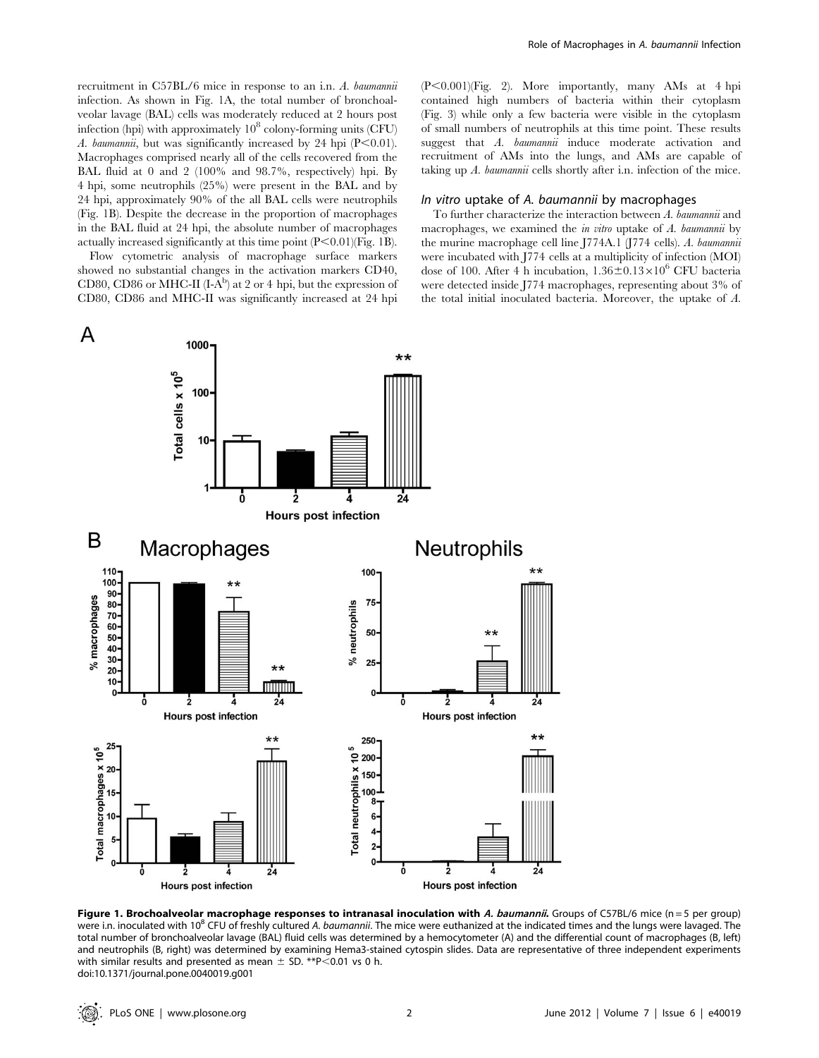recruitment in C57BL/6 mice in response to an i.n. *A. baumannii* infection. As shown in Fig. 1A, the total number of bronchoalveolar lavage (BAL) cells was moderately reduced at 2 hours post infection (hpi) with approximately $10^8$ colony-forming units (CFU) *A. baumannii*, but was significantly increased by 24 hpi ($P<0.01$). Macrophages comprised nearly all of the cells recovered from the BAL fluid at 0 and 2 (100% and 98.7%, respectively) hpi. By 4 hpi, some neutrophils (25%) were present in the BAL and by 24 hpi, approximately 90% of the all BAL cells were neutrophils (Fig. 1B). Despite the decrease in the proportion of macrophages in the BAL fluid at 24 hpi, the absolute number of macrophages actually increased significantly at this time point ($P<0.01$)(Fig. 1B).

Flow cytometric analysis of macrophage surface markers showed no substantial changes in the activation markers CD40, CD80, CD86 or MHC-II (I-A$^b$) at 2 or 4 hpi, but the expression of CD80, CD86 and MHC-II was significantly increased at 24 hpi ($P<0.001$)(Fig. 2). More importantly, many AMs at 4 hpi contained high numbers of bacteria within their cytoplasm (Fig. 3) while only a few bacteria were visible in the cytoplasm of small numbers of neutrophils at this time point. These results suggest that *A. baumannii* induce moderate activation and recruitment of AMs into the lungs, and AMs are capable of taking up *A. baumannii* cells shortly after i.n. infection of the mice.

### *In vitro* uptake of *A. baumannii* by macrophages

To further characterize the interaction between *A. baumannii* and macrophages, we examined the *in vitro* uptake of *A. baumannii* by the murine macrophage cell line J774A.1 (J774 cells). *A. baumannii* were incubated with J774 cells at a multiplicity of infection (MOI) dose of 100. After 4 h incubation, $1.36\pm0.13\times10^6$ CFU bacteria were detected inside J774 macrophages, representing about 3% of the total initial inoculated bacteria. Moreover, the uptake of *A.*

**Figure 1. Brochoalveolar macrophage responses to intranasal inoculation with *A. baumannii*.** Groups of C57BL/6 mice (n = 5 per group) were i.n. inoculated with $10^8$ CFU of freshly cultured *A. baumannii*. The mice were euthanized at the indicated times and the lungs were lavaged. The total number of bronchoalveolar lavage (BAL) fluid cells was determined by a hemocytometer (A) and the differential count of macrophages (B, left) and neutrophils (B, right) was determined by examining Hema3-stained cytospin slides. Data are representative of three independent experiments with similar results and presented as mean ± SD. **$P<0.01$ vs 0 h.
doi:10.1371/journal.pone.0040019.g001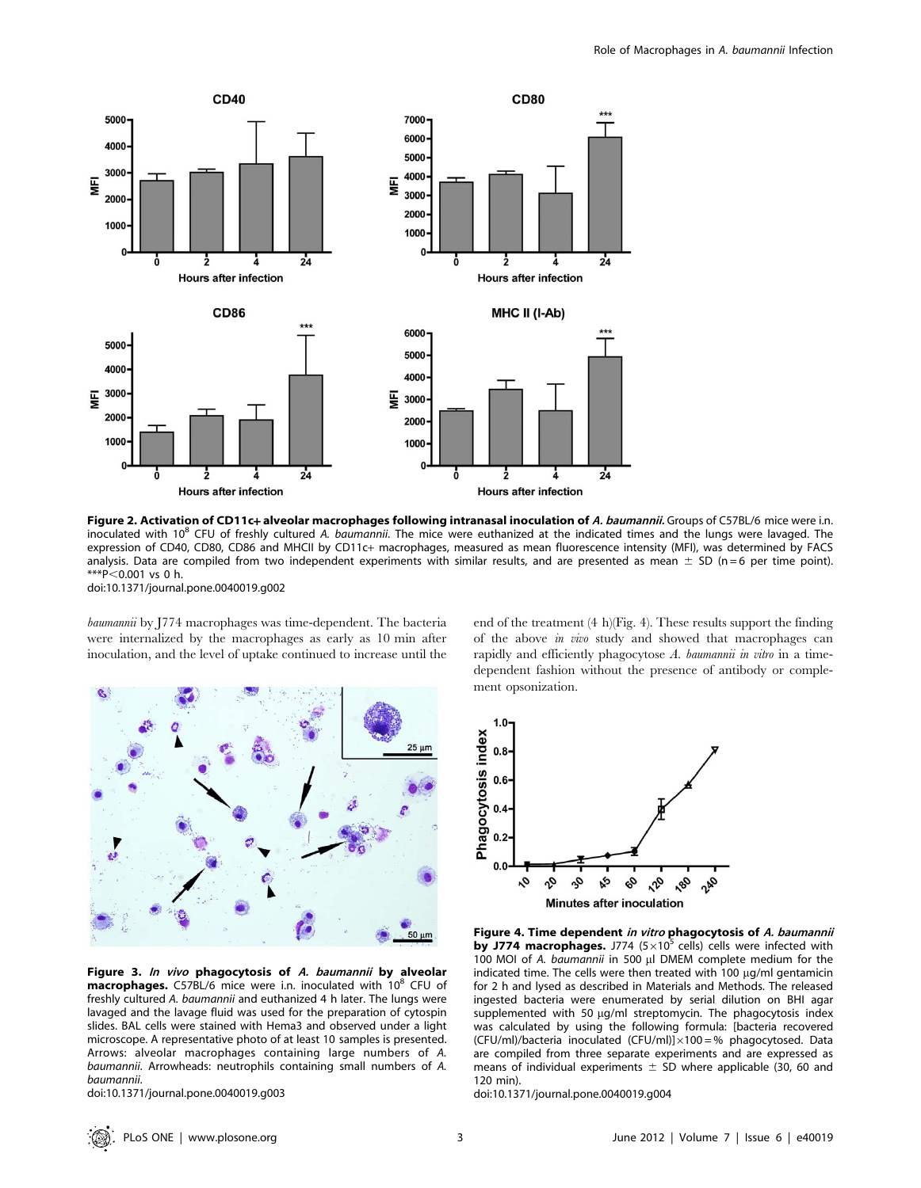**Figure 2. Activation of CD11c+ alveolar macrophages following intranasal inoculation of *A. baumannii*.** Groups of C57BL/6 mice were i.n. inoculated with $10^8$ CFU of freshly cultured *A. baumannii*. The mice were euthanized at the indicated times and the lungs were lavaged. The expression of CD40, CD80, CD86 and MHCII by CD11c+ macrophages, measured as mean fluorescence intensity (MFI), was determined by FACS analysis. Data are compiled from two independent experiments with similar results, and are presented as mean ± SD (n = 6 per time point). ***$P<0.001$ vs 0 h.
doi:10.1371/journal.pone.0040019.g002

*baumannii* by J774 macrophages was time-dependent. The bacteria were internalized by the macrophages as early as 10 min after inoculation, and the level of uptake continued to increase until the end of the treatment (4 h)(Fig. 4). These results support the finding of the above *in vivo* study and showed that macrophages can rapidly and efficiently phagocytose *A. baumannii in vitro* in a time-dependent fashion without the presence of antibody or complement opsonization.

**Figure 3. *In vivo* phagocytosis of *A. baumannii* by alveolar macrophages.** C57BL/6 mice were i.n. inoculated with $10^8$ CFU of freshly cultured *A. baumannii* and euthanized 4 h later. The lungs were lavaged and the lavage fluid was used for the preparation of cytospin slides. BAL cells were stained with Hema3 and observed under a light microscope. A representative photo of at least 10 samples is presented. Arrows: alveolar macrophages containing large numbers of *A. baumannii*. Arrowheads: neutrophils containing small numbers of *A. baumannii*.
doi:10.1371/journal.pone.0040019.g003

**Figure 4. Time dependent *in vitro* phagocytosis of *A. baumannii* by J774 macrophages.** J774 ($5\times10^5$ cells) cells were infected with 100 MOI of *A. baumannii* in 500 µl DMEM complete medium for the indicated time. The cells were then treated with 100 µg/ml gentamicin for 2 h and lysed as described in Materials and Methods. The released ingested bacteria were enumerated by serial dilution on BHI agar supplemented with 50 µg/ml streptomycin. The phagocytosis index was calculated by using the following formula: [bacteria recovered (CFU/ml)/bacteria inoculated (CFU/ml)]$\times$100 = % phagocytosed. Data are compiled from three separate experiments and are expressed as means of individual experiments ± SD where applicable (30, 60 and 120 min).
doi:10.1371/journal.pone.0040019.g004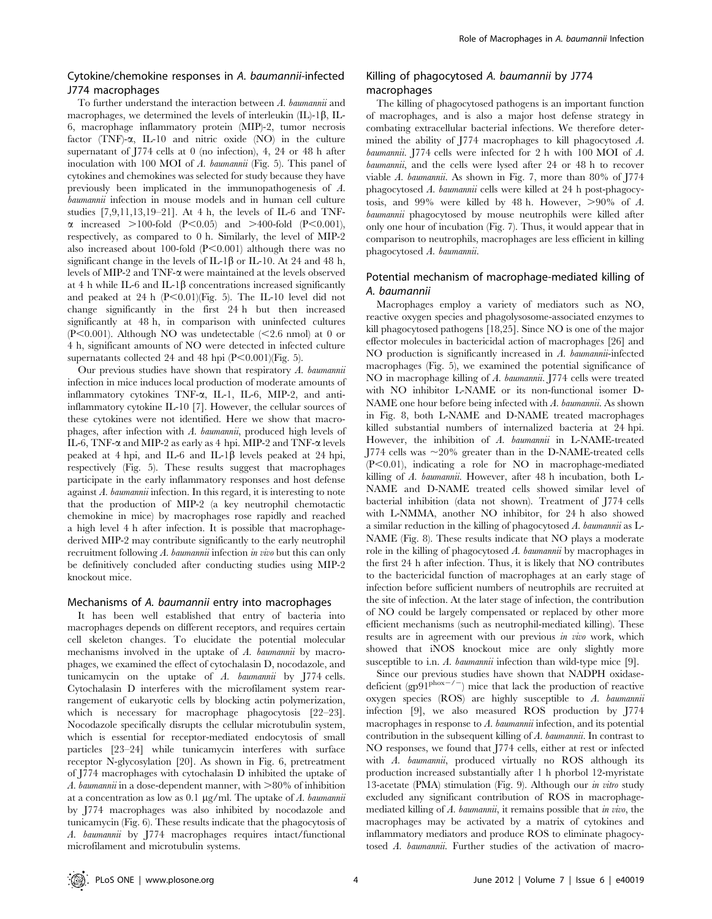### Cytokine/chemokine responses in *A. baumannii*-infected J774 macrophages

To further understand the interaction between *A. baumannii* and macrophages, we determined the levels of interleukin (IL)-1β, IL-6, macrophage inflammatory protein (MIP)-2, tumor necrosis factor (TNF)-α, IL-10 and nitric oxide (NO) in the culture supernatant of J774 cells at 0 (no infection), 4, 24 or 48 h after inoculation with 100 MOI of *A. baumannii* (Fig. 5). This panel of cytokines and chemokines was selected for study because they have previously been implicated in the immunopathogenesis of *A. baumannii* infection in mouse models and in human cell culture studies [7,9,11,13,19–21]. At 4 h, the levels of IL-6 and TNF-α increased >100-fold ($P<0.05$) and >400-fold ($P<0.001$), respectively, as compared to 0 h. Similarly, the level of MIP-2 also increased about 100-fold ($P<0.001$) although there was no significant change in the levels of IL-1β or IL-10. At 24 and 48 h, levels of MIP-2 and TNF-α were maintained at the levels observed at 4 h while IL-6 and IL-1β concentrations increased significantly and peaked at 24 h ($P<0.01$)(Fig. 5). The IL-10 level did not change significantly in the first 24 h but then increased significantly at 48 h, in comparison with uninfected cultures ($P<0.001$). Although NO was undetectable (<2.6 nmol) at 0 or 4 h, significant amounts of NO were detected in infected culture supernatants collected 24 and 48 hpi ($P<0.001$)(Fig. 5).

Our previous studies have shown that respiratory *A. baumannii* infection in mice induces local production of moderate amounts of inflammatory cytokines TNF-α, IL-1, IL-6, MIP-2, and anti-inflammatory cytokine IL-10 [7]. However, the cellular sources of these cytokines were not identified. Here we show that macrophages, after infection with *A. baumannii*, produced high levels of IL-6, TNF-α and MIP-2 as early as 4 hpi. MIP-2 and TNF-α levels peaked at 4 hpi, and IL-6 and IL-1β levels peaked at 24 hpi, respectively (Fig. 5). These results suggest that macrophages participate in the early inflammatory responses and host defense against *A. baumannii* infection. In this regard, it is interesting to note that the production of MIP-2 (a key neutrophil chemotactic chemokine in mice) by macrophages rose rapidly and reached a high level 4 h after infection. It is possible that macrophage-derived MIP-2 may contribute significantly to the early neutrophil recruitment following *A. baumannii* infection *in vivo* but this can only be definitively concluded after conducting studies using MIP-2 knockout mice.

### Mechanisms of *A. baumannii* entry into macrophages

It has been well established that entry of bacteria into macrophages depends on different receptors, and requires certain cell skeleton changes. To elucidate the potential molecular mechanisms involved in the uptake of *A. baumannii* by macrophages, we examined the effect of cytochalasin D, nocodazole, and tunicamycin on the uptake of *A. baumannii* by J774 cells. Cytochalasin D interferes with the microfilament system rearrangement of eukaryotic cells by blocking actin polymerization, which is necessary for macrophage phagocytosis [22–23]. Nocodazole specifically disrupts the cellular microtubulin system, which is essential for receptor-mediated endocytosis of small particles [23–24] while tunicamycin interferes with surface receptor N-glycosylation [20]. As shown in Fig. 6, pretreatment of J774 macrophages with cytochalasin D inhibited the uptake of *A. baumannii* in a dose-dependent manner, with >80% of inhibition at a concentration as low as 0.1 μg/ml. The uptake of *A. baumannii* by J774 macrophages was also inhibited by nocodazole and tunicamycin (Fig. 6). These results indicate that the phagocytosis of *A. baumannii* by J774 macrophages requires intact/functional microfilament and microtubulin systems.

### Killing of phagocytosed *A. baumannii* by J774 macrophages

The killing of phagocytosed pathogens is an important function of macrophages, and is also a major host defense strategy in combating extracellular bacterial infections. We therefore determined the ability of J774 macrophages to kill phagocytosed *A. baumannii*. J774 cells were infected for 2 h with 100 MOI of *A. baumannii*, and the cells were lysed after 24 or 48 h to recover viable *A. baumannii*. As shown in Fig. 7, more than 80% of J774 phagocytosed *A. baumannii* cells were killed at 24 h post-phagocytosis, and 99% were killed by 48 h. However, >90% of *A. baumannii* phagocytosed by mouse neutrophils were killed after only one hour of incubation (Fig. 7). Thus, it would appear that in comparison to neutrophils, macrophages are less efficient in killing phagocytosed *A. baumannii*.

### Potential mechanism of macrophage-mediated killing of *A. baumannii*

Macrophages employ a variety of mediators such as NO, reactive oxygen species and phagolysosome-associated enzymes to kill phagocytosed pathogens [18,25]. Since NO is one of the major effector molecules in bactericidal action of macrophages [26] and NO production is significantly increased in *A. baumannii*-infected macrophages (Fig. 5), we examined the potential significance of NO in macrophage killing of *A. baumannii*. J774 cells were treated with NO inhibitor L-NAME or its non-functional isomer D-NAME one hour before being infected with *A. baumannii*. As shown in Fig. 8, both L-NAME and D-NAME treated macrophages killed substantial numbers of internalized bacteria at 24 hpi. However, the inhibition of *A. baumannii* in L-NAME-treated J774 cells was ~20% greater than in the D-NAME-treated cells ($P<0.01$), indicating a role for NO in macrophage-mediated killing of *A. baumannii*. However, after 48 h incubation, both L-NAME and D-NAME treated cells showed similar level of bacterial inhibition (data not shown). Treatment of J774 cells with L-NMMA, another NO inhibitor, for 24 h also showed a similar reduction in the killing of phagocytosed *A. baumannii* as L-NAME (Fig. 8). These results indicate that NO plays a moderate role in the killing of phagocytosed *A. baumannii* by macrophages in the first 24 h after infection. Thus, it is likely that NO contributes to the bactericidal function of macrophages at an early stage of infection before sufficient numbers of neutrophils are recruited at the site of infection. At the later stage of infection, the contribution of NO could be largely compensated or replaced by other more efficient mechanisms (such as neutrophil-mediated killing). These results are in agreement with our previous *in vivo* work, which showed that iNOS knockout mice are only slightly more susceptible to i.n. *A. baumannii* infection than wild-type mice [9].

Since our previous studies have shown that NADPH oxidase-deficient ($gp91^{phox-/-}$) mice that lack the production of reactive oxygen species (ROS) are highly susceptible to *A. baumannii* infection [9], we also measured ROS production by J774 macrophages in response to *A. baumannii* infection, and its potential contribution in the subsequent killing of *A. baumannii*. In contrast to NO responses, we found that J774 cells, either at rest or infected with *A. baumannii*, produced virtually no ROS although its production increased substantially after 1 h phorbol 12-myristate 13-acetate (PMA) stimulation (Fig. 9). Although our *in vitro* study excluded any significant contribution of ROS in macrophage-mediated killing of *A. baumannii*, it remains possible that *in vivo*, the macrophages may be activated by a matrix of cytokines and inflammatory mediators and produce ROS to eliminate phagocytosed *A. baumannii*. Further studies of the activation of macro-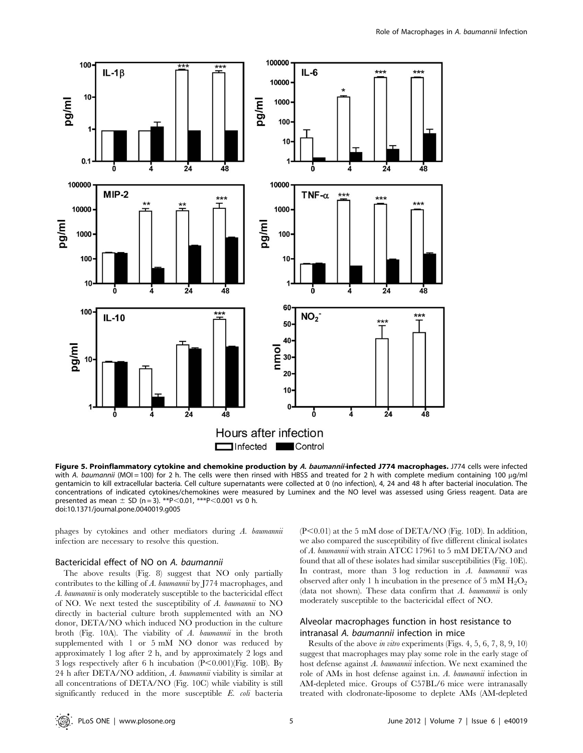**Figure 5. Proinflammatory cytokine and chemokine production by *A. baumannii*-infected J774 macrophages.** J774 cells were infected with *A. baumannii* (MOI = 100) for 2 h. The cells were then rinsed with HBSS and treated for 2 h with complete medium containing 100 µg/ml gentamicin to kill extracellular bacteria. Cell culture supernatants were collected at 0 (no infection), 4, 24 and 48 h after bacterial inoculation. The concentrations of indicated cytokines/chemokines were measured by Luminex and the NO level was assessed using Griess reagent. Data are presented as mean ± SD (n = 3). **$P<0.01$, ***$P<0.001$ vs 0 h.
doi:10.1371/journal.pone.0040019.g005

phages by cytokines and other mediators during *A. baumannii* infection are necessary to resolve this question.

### Bactericidal effect of NO on *A. baumannii*

The above results (Fig. 8) suggest that NO only partially contributes to the killing of *A. baumannii* by J774 macrophages, and *A. baumannii* is only moderately susceptible to the bactericidal effect of NO. We next tested the susceptibility of *A. baumannii* to NO directly in bacterial culture broth supplemented with an NO donor, DETA/NO which induced NO production in the culture broth (Fig. 10A). The viability of *A. baumannii* in the broth supplemented with 1 or 5 mM NO donor was reduced by approximately 1 log after 2 h, and by approximately 2 logs and 3 logs respectively after 6 h incubation ($P<0.001$)(Fig. 10B). By 24 h after DETA/NO addition, *A. baumannii* viability is similar at all concentrations of DETA/NO (Fig. 10C) while viability is still significantly reduced in the more susceptible *E. coli* bacteria ($P<0.01$) at the 5 mM dose of DETA/NO (Fig. 10D). In addition, we also compared the susceptibility of five different clinical isolates of *A. baumannii* with strain ATCC 17961 to 5 mM DETA/NO and found that all of these isolates had similar susceptibilities (Fig. 10E). In contrast, more than 3 log reduction in *A. baumannii* was observed after only 1 h incubation in the presence of 5 mM $H_2O_2$ (data not shown). These data confirm that *A. baumannii* is only moderately susceptible to the bactericidal effect of NO.

### Alveolar macrophages function in host resistance to intranasal *A. baumannii* infection in mice

Results of the above *in vitro* experiments (Figs. 4, 5, 6, 7, 8, 9, 10) suggest that macrophages may play some role in the early stage of host defense against *A. baumannii* infection. We next examined the role of AMs in host defense against i.n. *A. baumannii* infection in AM-depleted mice. Groups of C57BL/6 mice were intranasally treated with clodronate-liposome to deplete AMs (AM-depleted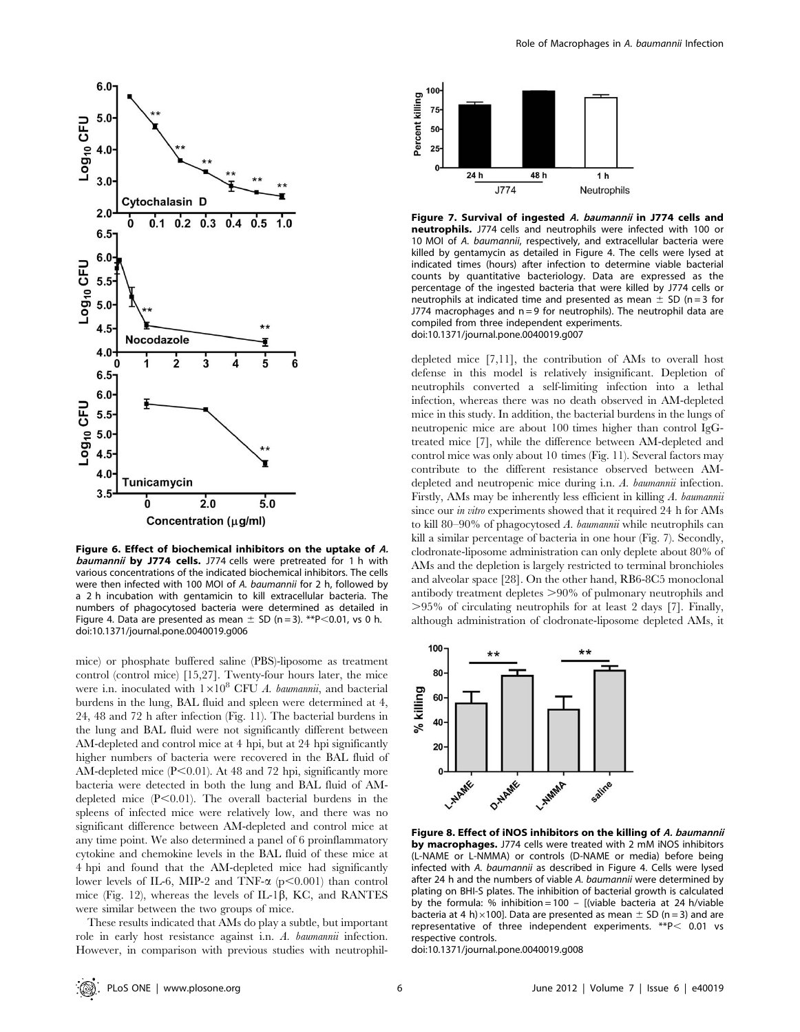**Figure 6. Effect of biochemical inhibitors on the uptake of *A. baumannii* by J774 cells.** J774 cells were pretreated for 1 h with various concentrations of the indicated biochemical inhibitors. The cells were then infected with 100 MOI of *A. baumannii* for 2 h, followed by a 2 h incubation with gentamicin to kill extracellular bacteria. The numbers of phagocytosed bacteria were determined as detailed in Figure 4. Data are presented as mean ± SD (n = 3). **P<0.01, vs 0 h.
doi:10.1371/journal.pone.0040019.g006

mice) or phosphate buffered saline (PBS)-liposome as treatment control (control mice) [15,27]. Twenty-four hours later, the mice were i.n. inoculated with $1\times10^8$ CFU *A. baumannii*, and bacterial burdens in the lung, BAL fluid and spleen were determined at 4, 24, 48 and 72 h after infection (Fig. 11). The bacterial burdens in the lung and BAL fluid were not significantly different between AM-depleted and control mice at 4 hpi, but at 24 hpi significantly higher numbers of bacteria were recovered in the BAL fluid of AM-depleted mice ($P<0.01$). At 48 and 72 hpi, significantly more bacteria were detected in both the lung and BAL fluid of AM-depleted mice ($P<0.01$). The overall bacterial burdens in the spleens of infected mice were relatively low, and there was no significant difference between AM-depleted and control mice at any time point. We also determined a panel of 6 proinflammatory cytokine and chemokine levels in the BAL fluid of these mice at 4 hpi and found that the AM-depleted mice had significantly lower levels of IL-6, MIP-2 and TNF-α ($p<0.001$) than control mice (Fig. 12), whereas the levels of IL-1β, KC, and RANTES were similar between the two groups of mice.

These results indicated that AMs do play a subtle, but important role in early host resistance against i.n. *A. baumannii* infection. However, in comparison with previous studies with neutrophil-depleted mice [7,11], the contribution of AMs to overall host defense in this model is relatively insignificant. Depletion of neutrophils converted a self-limiting infection into a lethal infection, whereas there was no death observed in AM-depleted mice in this study. In addition, the bacterial burdens in the lungs of neutropenic mice are about 100 times higher than control IgG-treated mice [7], while the difference between AM-depleted and control mice was only about 10 times (Fig. 11). Several factors may contribute to the different resistance observed between AM-depleted and neutropenic mice during i.n. *A. baumannii* infection. Firstly, AMs may be inherently less efficient in killing *A. baumannii* since our *in vitro* experiments showed that it required 24 h for AMs to kill 80–90% of phagocytosed *A. baumannii* while neutrophils can kill a similar percentage of bacteria in one hour (Fig. 7). Secondly, clodronate-liposome administration can only deplete about 80% of AMs and the depletion is largely restricted to terminal bronchioles and alveolar space [28]. On the other hand, RB6-8C5 monoclonal antibody treatment depletes >90% of pulmonary neutrophils and >95% of circulating neutrophils for at least 2 days [7]. Finally, although administration of clodronate-liposome depleted AMs, it

**Figure 7. Survival of ingested *A. baumannii* in J774 cells and neutrophils.** J774 cells and neutrophils were infected with 100 or 10 MOI of *A. baumannii*, respectively, and extracellular bacteria were killed by gentamycin as detailed in Figure 4. The cells were lysed at indicated times (hours) after infection to determine viable bacterial counts by quantitative bacteriology. Data are expressed as the percentage of the ingested bacteria that were killed by J774 cells or neutrophils at indicated time and presented as mean ± SD (n = 3 for J774 macrophages and n = 9 for neutrophils). The neutrophil data are compiled from three independent experiments.
doi:10.1371/journal.pone.0040019.g007

**Figure 8. Effect of iNOS inhibitors on the killing of *A. baumannii* by macrophages.** J774 cells were treated with 2 mM iNOS inhibitors (L-NAME or L-NMMA) or controls (D-NAME or media) before being infected with *A. baumannii* as described in Figure 4. Cells were lysed after 24 h and the numbers of viable *A. baumannii* were determined by plating on BHI-S plates. The inhibition of bacterial growth is calculated by the formula: % inhibition = 100 – [(viable bacteria at 24 h/viable bacteria at 4 h)×100]. Data are presented as mean ± SD (n = 3) and are representative of three independent experiments. **P< 0.01 vs respective controls.
doi:10.1371/journal.pone.0040019.g008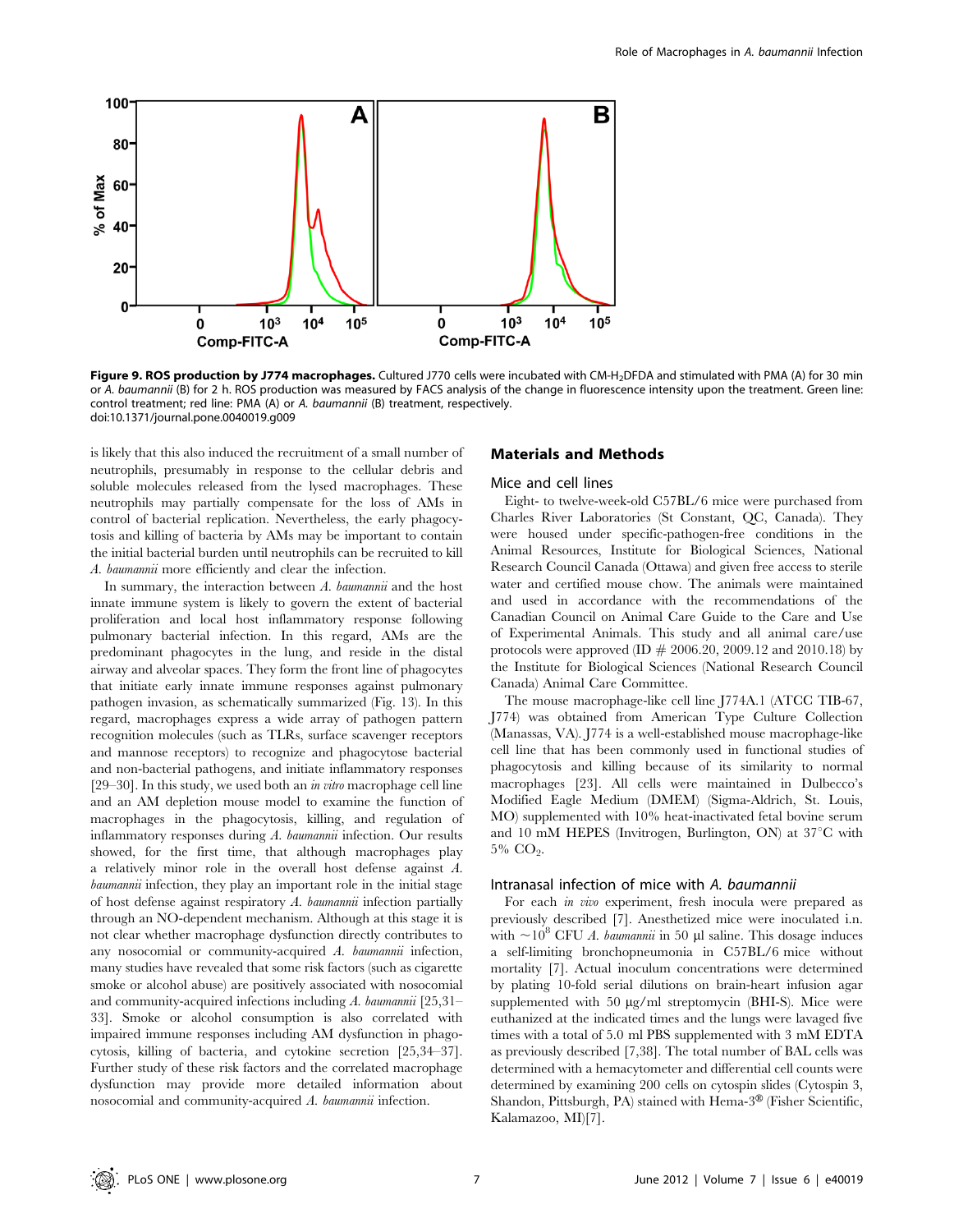100
80
60
40
20
0
% of Max
A
0
$10^3$
$10^4$
$10^5$
Comp-FITC-A

B
0
$10^3$
$10^4$
$10^5$
Comp-FITC-A

**Figure 9. ROS production by J774 macrophages.** Cultured J770 cells were incubated with CM-$H_2$DFDA and stimulated with PMA (A) for 30 min or *A. baumannii* (B) for 2 h. ROS production was measured by FACS analysis of the change in fluorescence intensity upon the treatment. Green line: control treatment; red line: PMA (A) or *A. baumannii* (B) treatment, respectively.
doi:10.1371/journal.pone.0040019.g009

is likely that this also induced the recruitment of a small number of neutrophils, presumably in response to the cellular debris and soluble molecules released from the lysed macrophages. These neutrophils may partially compensate for the loss of AMs in control of bacterial replication. Nevertheless, the early phagocytosis and killing of bacteria by AMs may be important to contain the initial bacterial burden until neutrophils can be recruited to kill *A. baumannii* more efficiently and clear the infection.

In summary, the interaction between *A. baumannii* and the host innate immune system is likely to govern the extent of bacterial proliferation and local host inflammatory response following pulmonary bacterial infection. In this regard, AMs are the predominant phagocytes in the lung, and reside in the distal airway and alveolar spaces. They form the front line of phagocytes that initiate early innate immune responses against pulmonary pathogen invasion, as schematically summarized (Fig. 13). In this regard, macrophages express a wide array of pathogen pattern recognition molecules (such as TLRs, surface scavenger receptors and mannose receptors) to recognize and phagocytose bacterial and non-bacterial pathogens, and initiate inflammatory responses [29–30]. In this study, we used both an *in vitro* macrophage cell line and an AM depletion mouse model to examine the function of macrophages in the phagocytosis, killing, and regulation of inflammatory responses during *A. baumannii* infection. Our results showed, for the first time, that although macrophages play a relatively minor role in the overall host defense against *A. baumannii* infection, they play an important role in the initial stage of host defense against respiratory *A. baumannii* infection partially through an NO-dependent mechanism. Although at this stage it is not clear whether macrophage dysfunction directly contributes to any nosocomial or community-acquired *A. baumannii* infection, many studies have revealed that some risk factors (such as cigarette smoke or alcohol abuse) are positively associated with nosocomial and community-acquired infections including *A. baumannii* [25,31–33]. Smoke or alcohol consumption is also correlated with impaired immune responses including AM dysfunction in phagocytosis, killing of bacteria, and cytokine secretion [25,34–37]. Further study of these risk factors and the correlated macrophage dysfunction may provide more detailed information about nosocomial and community-acquired *A. baumannii* infection.

## Materials and Methods

### Mice and cell lines

Eight- to twelve-week-old C57BL/6 mice were purchased from Charles River Laboratories (St Constant, QC, Canada). They were housed under specific-pathogen-free conditions in the Animal Resources, Institute for Biological Sciences, National Research Council Canada (Ottawa) and given free access to sterile water and certified mouse chow. The animals were maintained and used in accordance with the recommendations of the Canadian Council on Animal Care Guide to the Care and Use of Experimental Animals. This study and all animal care/use protocols were approved (ID # 2006.20, 2009.12 and 2010.18) by the Institute for Biological Sciences (National Research Council Canada) Animal Care Committee.

The mouse macrophage-like cell line J774A.1 (ATCC TIB-67, J774) was obtained from American Type Culture Collection (Manassas, VA). J774 is a well-established mouse macrophage-like cell line that has been commonly used in functional studies of phagocytosis and killing because of its similarity to normal macrophages [23]. All cells were maintained in Dulbecco's Modified Eagle Medium (DMEM) (Sigma-Aldrich, St. Louis, MO) supplemented with 10% heat-inactivated fetal bovine serum and 10 mM HEPES (Invitrogen, Burlington, ON) at 37°C with 5% $CO_2$.

### Intranasal infection of mice with A. baumannii

For each *in vivo* experiment, fresh inocula were prepared as previously described [7]. Anesthetized mice were inoculated i.n. with ~$10^8$ CFU *A. baumannii* in 50 µl saline. This dosage induces a self-limiting bronchopneumonia in C57BL/6 mice without mortality [7]. Actual inoculum concentrations were determined by plating 10-fold serial dilutions on brain-heart infusion agar supplemented with 50 µg/ml streptomycin (BHI-S). Mice were euthanized at the indicated times and the lungs were lavaged five times with a total of 5.0 ml PBS supplemented with 3 mM EDTA as previously described [7,38]. The total number of BAL cells was determined with a hemacytometer and differential cell counts were determined by examining 200 cells on cytospin slides (Cytospin 3, Shandon, Pittsburgh, PA) stained with Hema-3® (Fisher Scientific, Kalamazoo, MI)[7].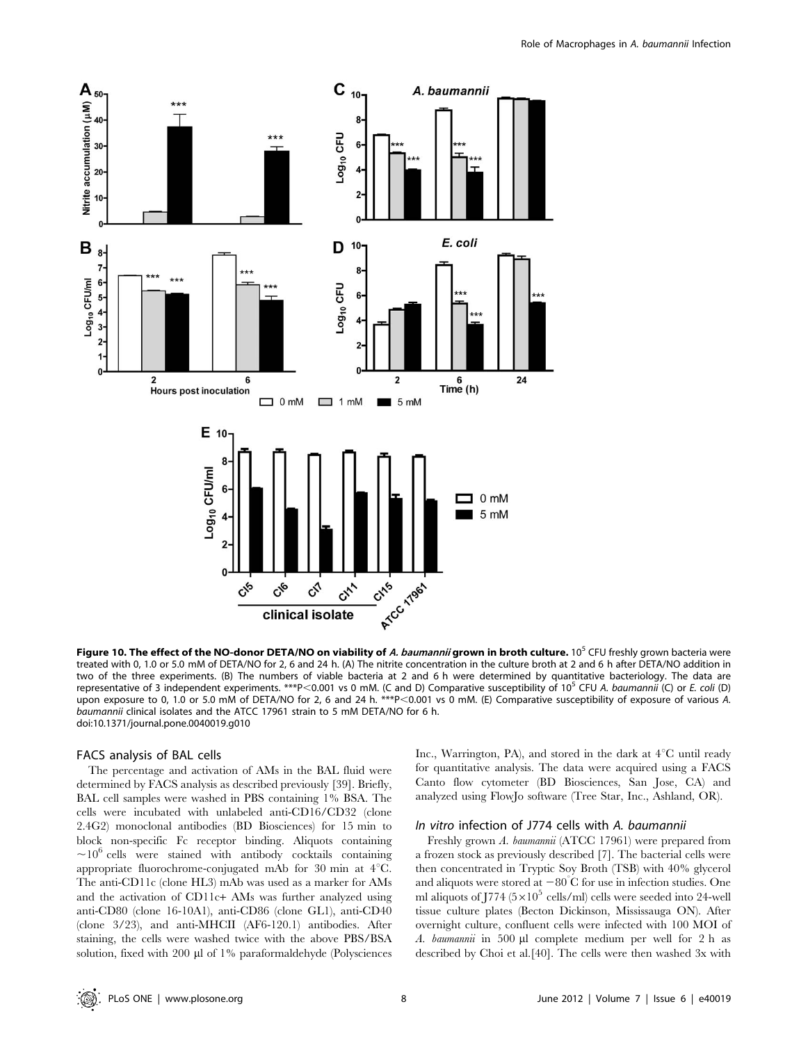**Figure 10. The effect of the NO-donor DETA/NO on viability of *A. baumannii* grown in broth culture.** $10^5$ CFU freshly grown bacteria were treated with 0, 1.0 or 5.0 mM of DETA/NO for 2, 6 and 24 h. (A) The nitrite concentration in the culture broth at 2 and 6 h after DETA/NO addition in two of the three experiments. (B) The numbers of viable bacteria at 2 and 6 h were determined by quantitative bacteriology. The data are representative of 3 independent experiments. ***P<0.001 vs 0 mM. (C and D) Comparative susceptibility of $10^5$ CFU *A. baumannii* (C) or *E. coli* (D) upon exposure to 0, 1.0 or 5.0 mM of DETA/NO for 2, 6 and 24 h. ***P<0.001 vs 0 mM. (E) Comparative susceptibility of exposure of various *A. baumannii* clinical isolates and the ATCC 17961 strain to 5 mM DETA/NO for 6 h.
doi:10.1371/journal.pone.0040019.g010

### FACS analysis of BAL cells

The percentage and activation of AMs in the BAL fluid were determined by FACS analysis as described previously [39]. Briefly, BAL cell samples were washed in PBS containing 1% BSA. The cells were incubated with unlabeled anti-CD16/CD32 (clone 2.4G2) monoclonal antibodies (BD Biosciences) for 15 min to block non-specific Fc receptor binding. Aliquots containing $\sim 10^6$ cells were stained with antibody cocktails containing appropriate fluorochrome-conjugated mAb for 30 min at 4°C. The anti-CD11c (clone HL3) mAb was used as a marker for AMs and the activation of CD11c+ AMs was further analyzed using anti-CD80 (clone 16-10A1), anti-CD86 (clone GL1), anti-CD40 (clone 3/23), and anti-MHCII (AF6-120.1) antibodies. After staining, the cells were washed twice with the above PBS/BSA solution, fixed with 200 µl of 1% paraformaldehyde (Polysciences Inc., Warrington, PA), and stored in the dark at 4°C until ready for quantitative analysis. The data were acquired using a FACS Canto flow cytometer (BD Biosciences, San Jose, CA) and analyzed using FlowJo software (Tree Star, Inc., Ashland, OR).

### *In vitro* infection of J774 cells with *A. baumannii*

Freshly grown *A. baumannii* (ATCC 17961) were prepared from a frozen stock as previously described [7]. The bacterial cells were then concentrated in Tryptic Soy Broth (TSB) with 40% glycerol and aliquots were stored at −80°C for use in infection studies. One ml aliquots of J774 ($5\times10^5$ cells/ml) cells were seeded into 24-well tissue culture plates (Becton Dickinson, Mississauga ON). After overnight culture, confluent cells were infected with 100 MOI of *A. baumannii* in 500 µl complete medium per well for 2 h as described by Choi et al.[40]. The cells were then washed 3x with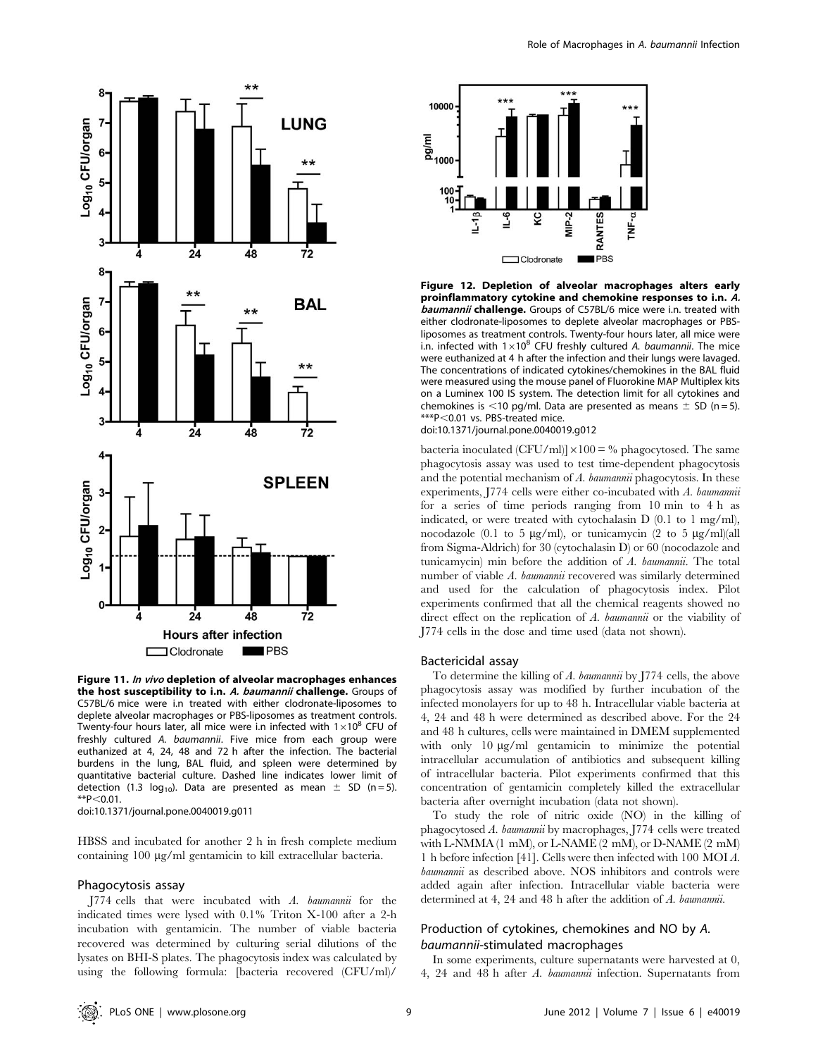**Figure 11.** ***In vivo*** **depletion of alveolar macrophages enhances the host susceptibility to i.n.** ***A. baumannii*** **challenge.** Groups of C57BL/6 mice were i.n treated with either clodronate-liposomes to deplete alveolar macrophages or PBS-liposomes as treatment controls. Twenty-four hours later, all mice were i.n infected with $1\times10^8$ CFU of freshly cultured *A. baumannii*. Five mice from each group were euthanized at 4, 24, 48 and 72 h after the infection. The bacterial burdens in the lung, BAL fluid, and spleen were determined by quantitative bacterial culture. Dashed line indicates lower limit of detection (1.3 $\log_{10}$). Data are presented as mean ± SD (n = 5). $^{**}P<0.01$.
doi:10.1371/journal.pone.0040019.g011

**Figure 12. Depletion of alveolar macrophages alters early proinflammatory cytokine and chemokine responses to i.n.** ***A. baumannii*** **challenge.** Groups of C57BL/6 mice were i.n. treated with either clodronate-liposomes to deplete alveolar macrophages or PBS-liposomes as treatment controls. Twenty-four hours later, all mice were i.n. infected with $1\times10^8$ CFU freshly cultured *A. baumannii*. The mice were euthanized at 4 h after the infection and their lungs were lavaged. The concentrations of indicated cytokines/chemokines in the BAL fluid were measured using the mouse panel of Fluorokine MAP Multiplex kits on a Luminex 100 IS system. The detection limit for all cytokines and chemokines is <10 pg/ml. Data are presented as means ± SD (n = 5). $^{***}P<0.01$ vs. PBS-treated mice.
doi:10.1371/journal.pone.0040019.g012

HBSS and incubated for another 2 h in fresh complete medium containing 100 µg/ml gentamicin to kill extracellular bacteria.

### Phagocytosis assay

J774 cells that were incubated with *A. baumannii* for the indicated times were lysed with 0.1% Triton X-100 after a 2-h incubation with gentamicin. The number of viable bacteria recovered was determined by culturing serial dilutions of the lysates on BHI-S plates. The phagocytosis index was calculated by using the following formula: [bacteria recovered (CFU/ml)/bacteria inoculated (CFU/ml)] × 100 = % phagocytosed. The same phagocytosis assay was used to test time-dependent phagocytosis and the potential mechanism of *A. baumannii* phagocytosis. In these experiments, J774 cells were either co-incubated with *A. baumannii* for a series of time periods ranging from 10 min to 4 h as indicated, or were treated with cytochalasin D (0.1 to 1 mg/ml), nocodazole (0.1 to 5 µg/ml), or tunicamycin (2 to 5 µg/ml)(all from Sigma-Aldrich) for 30 (cytochalasin D) or 60 (nocodazole and tunicamycin) min before the addition of *A. baumannii*. The total number of viable *A. baumannii* recovered was similarly determined and used for the calculation of phagocytosis index. Pilot experiments confirmed that all the chemical reagents showed no direct effect on the replication of *A. baumannii* or the viability of J774 cells in the dose and time used (data not shown).

### Bactericidal assay

To determine the killing of *A. baumannii* by J774 cells, the above phagocytosis assay was modified by further incubation of the infected monolayers for up to 48 h. Intracellular viable bacteria at 4, 24 and 48 h were determined as described above. For the 24 and 48 h cultures, cells were maintained in DMEM supplemented with only 10 µg/ml gentamicin to minimize the potential intracellular accumulation of antibiotics and subsequent killing of intracellular bacteria. Pilot experiments confirmed that this concentration of gentamicin completely killed the extracellular bacteria after overnight incubation (data not shown).

To study the role of nitric oxide (NO) in the killing of phagocytosed *A. baumannii* by macrophages, J774 cells were treated with L-NMMA (1 mM), or L-NAME (2 mM), or D-NAME (2 mM) 1 h before infection [41]. Cells were then infected with 100 MOI *A. baumannii* as described above. NOS inhibitors and controls were added again after infection. Intracellular viable bacteria were determined at 4, 24 and 48 h after the addition of *A. baumannii*.

## Production of cytokines, chemokines and NO by *A. baumannii*-stimulated macrophages

In some experiments, culture supernatants were harvested at 0, 4, 24 and 48 h after *A. baumannii* infection. Supernatants from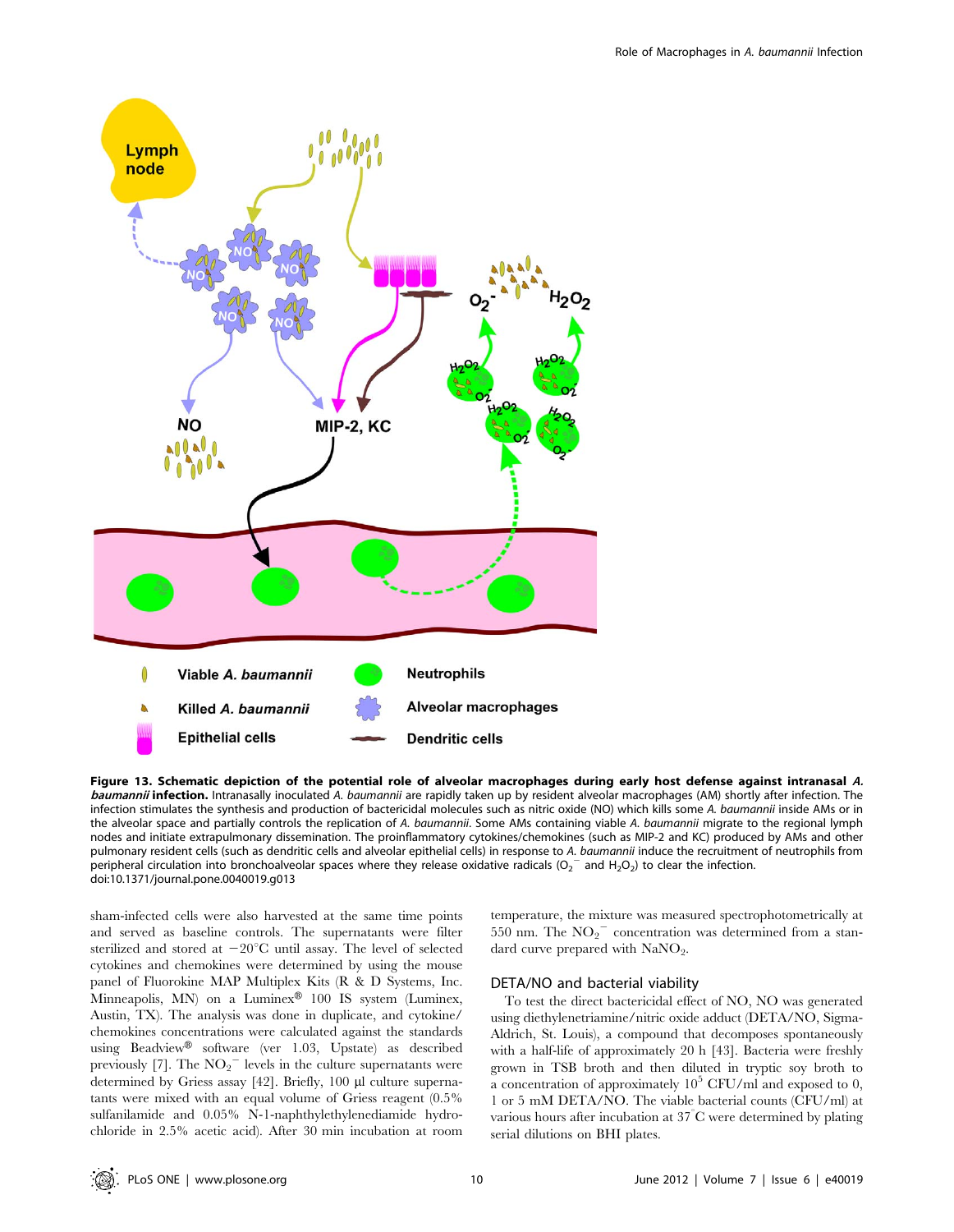**Figure 13. Schematic depiction of the potential role of alveolar macrophages during early host defense against intranasal *A. baumannii* infection.** Intranasally inoculated *A. baumannii* are rapidly taken up by resident alveolar macrophages (AM) shortly after infection. The infection stimulates the synthesis and production of bactericidal molecules such as nitric oxide (NO) which kills some *A. baumannii* inside AMs or in the alveolar space and partially controls the replication of *A. baumannii*. Some AMs containing viable *A. baumannii* migrate to the regional lymph nodes and initiate extrapulmonary dissemination. The proinflammatory cytokines/chemokines (such as MIP-2 and KC) produced by AMs and other pulmonary resident cells (such as dendritic cells and alveolar epithelial cells) in response to *A. baumannii* induce the recruitment of neutrophils from peripheral circulation into bronchoalveolar spaces where they release oxidative radicals ($O_2^-$ and $H_2O_2$) to clear the infection.
doi:10.1371/journal.pone.0040019.g013

sham-infected cells were also harvested at the same time points and served as baseline controls. The supernatants were filter sterilized and stored at $-20^{\circ}C$ until assay. The level of selected cytokines and chemokines were determined by using the mouse panel of Fluorokine MAP Multiplex Kits (R & D Systems, Inc. Minneapolis, MN) on a Luminex® 100 IS system (Luminex, Austin, TX). The analysis was done in duplicate, and cytokine/chemokines concentrations were calculated against the standards using Beadview® software (ver 1.03, Upstate) as described previously [7]. The $NO_2^-$ levels in the culture supernatants were determined by Griess assay [42]. Briefly, 100 µl culture supernatants were mixed with an equal volume of Griess reagent (0.5% sulfanilamide and 0.05% N-1-naphthylethylenediamide hydrochloride in 2.5% acetic acid). After 30 min incubation at room temperature, the mixture was measured spectrophotometrically at 550 nm. The $NO_2^-$ concentration was determined from a standard curve prepared with $NaNO_2$.

## DETA/NO and bacterial viability

To test the direct bactericidal effect of NO, NO was generated using diethylenetriamine/nitric oxide adduct (DETA/NO, Sigma-Aldrich, St. Louis), a compound that decomposes spontaneously with a half-life of approximately 20 h [43]. Bacteria were freshly grown in TSB broth and then diluted in tryptic soy broth to a concentration of approximately $10^5$ CFU/ml and exposed to 0, 1 or 5 mM DETA/NO. The viable bacterial counts (CFU/ml) at various hours after incubation at $37^{\circ}C$ were determined by plating serial dilutions on BHI plates.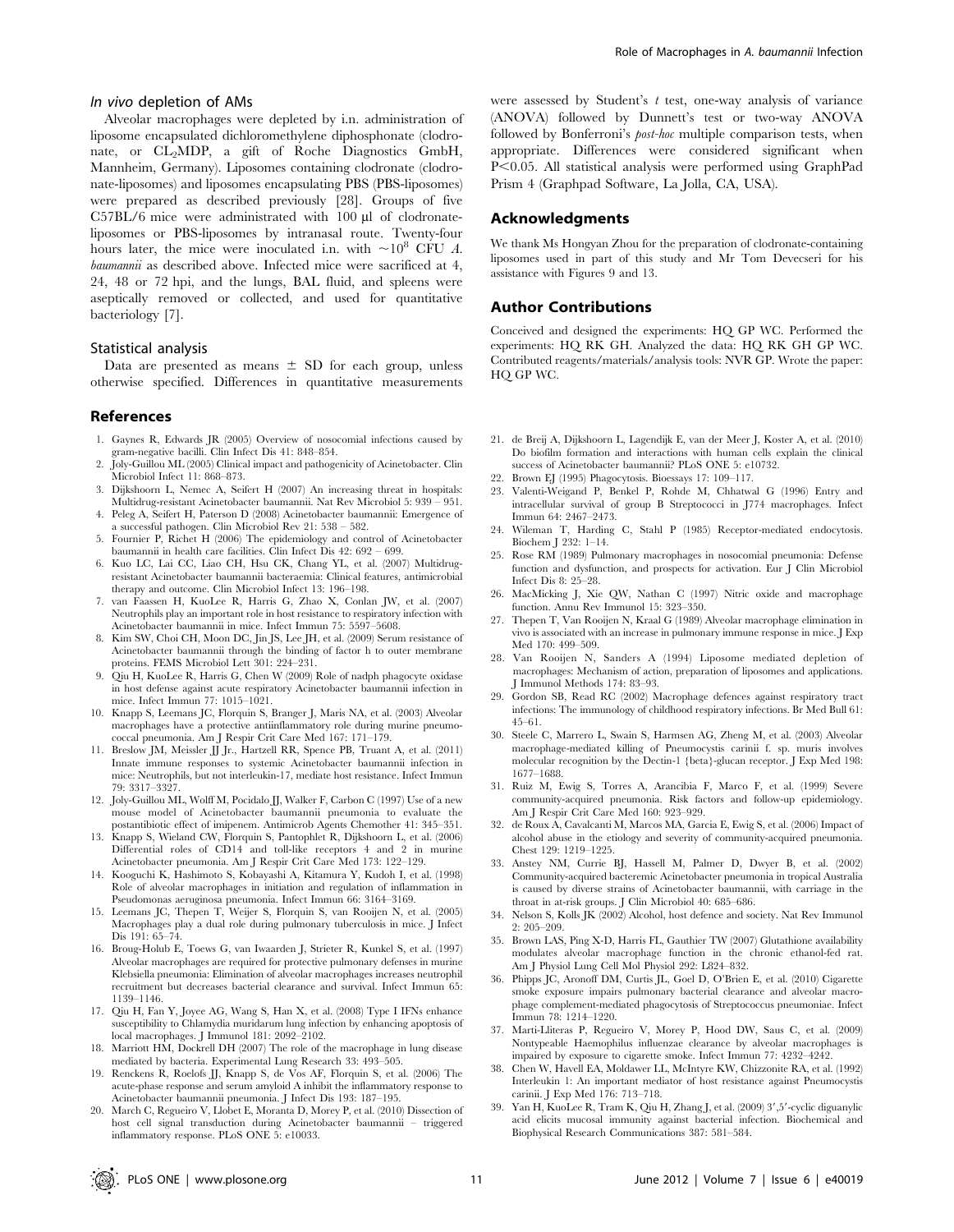### *In vivo* depletion of AMs

Alveolar macrophages were depleted by i.n. administration of liposome encapsulated dichloromethylene diphosphonate (clodronate, or $CL_2MDP$, a gift of Roche Diagnostics GmbH, Mannheim, Germany). Liposomes containing clodronate (clodronate-liposomes) and liposomes encapsulating PBS (PBS-liposomes) were prepared as described previously [28]. Groups of five C57BL/6 mice were administrated with 100 µl of clodronate-liposomes or PBS-liposomes by intranasal route. Twenty-four hours later, the mice were inoculated i.n. with $\sim 10^8$ CFU *A. baumannii* as described above. Infected mice were sacrificed at 4, 24, 48 or 72 hpi, and the lungs, BAL fluid, and spleens were aseptically removed or collected, and used for quantitative bacteriology [7].

### Statistical analysis

Data are presented as means ± SD for each group, unless otherwise specified. Differences in quantitative measurements were assessed by Student's *t* test, one-way analysis of variance (ANOVA) followed by Dunnett's test or two-way ANOVA followed by Bonferroni's *post-hoc* multiple comparison tests, when appropriate. Differences were considered significant when $P<0.05$. All statistical analysis were performed using GraphPad Prism 4 (Graphpad Software, La Jolla, CA, USA).

## Acknowledgments

We thank Ms Hongyan Zhou for the preparation of clodronate-containing liposomes used in part of this study and Mr Tom Devecseri for his assistance with Figures 9 and 13.

## Author Contributions

Conceived and designed the experiments: HQ GP WC. Performed the experiments: HQ RK GH. Analyzed the data: HQ RK GH GP WC. Contributed reagents/materials/analysis tools: NVR GP. Wrote the paper: HQ GP WC.

## References

1. Gaynes R, Edwards JR (2005) Overview of nosocomial infections caused by gram-negative bacilli. Clin Infect Dis 41: 848–854.
2. Joly-Guillou ML (2005) Clinical impact and pathogenicity of Acinetobacter. Clin Microbiol Infect 11: 868–873.
3. Dijkshoorn L, Nemec A, Seifert H (2007) An increasing threat in hospitals: Multidrug-resistant Acinetobacter baumannii. Nat Rev Microbiol 5: 939 – 951.
4. Peleg A, Seifert H, Paterson D (2008) Acinetobacter baumannii: Emergence of a successful pathogen. Clin Microbiol Rev 21: 538 – 582.
5. Fournier P, Richet H (2006) The epidemiology and control of Acinetobacter baumannii in health care facilities. Clin Infect Dis 42: 692 – 699.
6. Kuo LC, Lai CC, Liao CH, Hsu CK, Chang YL, et al. (2007) Multidrug-resistant Acinetobacter baumannii bacteraemia: Clinical features, antimicrobial therapy and outcome. Clin Microbiol Infect 13: 196–198.
7. van Faassen H, KuoLee R, Harris G, Zhao X, Conlan JW, et al. (2007) Neutrophils play an important role in host resistance to respiratory infection with Acinetobacter baumannii in mice. Infect Immun 75: 5597–5608.
8. Kim SW, Choi CH, Moon DC, Jin JS, Lee JH, et al. (2009) Serum resistance of Acinetobacter baumannii through the binding of factor h to outer membrane proteins. FEMS Microbiol Lett 301: 224–231.
9. Qiu H, KuoLee R, Harris G, Chen W (2009) Role of nadph phagocyte oxidase in host defense against acute respiratory Acinetobacter baumannii infection in mice. Infect Immun 77: 1015–1021.
10. Knapp S, Leemans JC, Florquin S, Branger J, Maris NA, et al. (2003) Alveolar macrophages have a protective antiinflammatory role during murine pneumococcal pneumonia. Am J Respir Crit Care Med 167: 171–179.
11. Breslow JM, Meissler JJ Jr., Hartzell RR, Spence PB, Truant A, et al. (2011) Innate immune responses to systemic Acinetobacter baumannii infection in mice: Neutrophils, but not interleukin-17, mediate host resistance. Infect Immun 79: 3317–3327.
12. Joly-Guillou ML, Wolff M, Pocidalo JJ, Walker F, Carbon C (1997) Use of a new mouse model of Acinetobacter baumannii pneumonia to evaluate the postantibiotic effect of imipenem. Antimicrob Agents Chemother 41: 345–351.
13. Knapp S, Wieland CW, Florquin S, Pantophlet R, Dijkshoorn L, et al. (2006) Differential roles of CD14 and toll-like receptors 4 and 2 in murine Acinetobacter pneumonia. Am J Respir Crit Care Med 173: 122–129.
14. Kooguchi K, Hashimoto S, Kobayashi A, Kitamura Y, Kudoh I, et al. (1998) Role of alveolar macrophages in initiation and regulation of inflammation in Pseudomonas aeruginosa pneumonia. Infect Immun 66: 3164–3169.
15. Leemans JC, Thepen T, Weijer S, Florquin S, van Rooijen N, et al. (2005) Macrophages play a dual role during pulmonary tuberculosis in mice. J Infect Dis 191: 65–74.
16. Broug-Holub E, Toews G, van Iwaarden J, Strieter R, Kunkel S, et al. (1997) Alveolar macrophages are required for protective pulmonary defenses in murine Klebsiella pneumonia: Elimination of alveolar macrophages increases neutrophil recruitment but decreases bacterial clearance and survival. Infect Immun 65: 1139–1146.
17. Qiu H, Fan Y, Joyee AG, Wang S, Han X, et al. (2008) Type I IFNs enhance susceptibility to Chlamydia muridarum lung infection by enhancing apoptosis of local macrophages. J Immunol 181: 2092–2102.
18. Marriott HM, Dockrell DH (2007) The role of the macrophage in lung disease mediated by bacteria. Experimental Lung Research 33: 493–505.
19. Renckens R, Roelofs JJ, Knapp S, de Vos AF, Florquin S, et al. (2006) The acute-phase response and serum amyloid A inhibit the inflammatory response to Acinetobacter baumannii pneumonia. J Infect Dis 193: 187–195.
20. March C, Regueiro V, Llobet E, Moranta D, Morey P, et al. (2010) Dissection of host cell signal transduction during Acinetobacter baumannii – triggered inflammatory response. PLoS ONE 5: e10033.
21. de Breij A, Dijkshoorn L, Lagendijk E, van der Meer J, Koster A, et al. (2010) Do biofilm formation and interactions with human cells explain the clinical success of Acinetobacter baumannii? PLoS ONE 5: e10732.
22. Brown EJ (1995) Phagocytosis. Bioessays 17: 109–117.
23. Valenti-Weigand P, Benkel P, Rohde M, Chhatwal G (1996) Entry and intracellular survival of group B Streptococci in J774 macrophages. Infect Immun 64: 2467–2473.
24. Wileman T, Harding C, Stahl P (1985) Receptor-mediated endocytosis. Biochem J 232: 1–14.
25. Rose RM (1989) Pulmonary macrophages in nosocomial pneumonia: Defense function and dysfunction, and prospects for activation. Eur J Clin Microbiol Infect Dis 8: 25–28.
26. MacMicking J, Xie QW, Nathan C (1997) Nitric oxide and macrophage function. Annu Rev Immunol 15: 323–350.
27. Thepen T, Van Rooijen N, Kraal G (1989) Alveolar macrophage elimination in vivo is associated with an increase in pulmonary immune response in mice. J Exp Med 170: 499–509.
28. Van Rooijen N, Sanders A (1994) Liposome mediated depletion of macrophages: Mechanism of action, preparation of liposomes and applications. J Immunol Methods 174: 83–93.
29. Gordon SB, Read RC (2002) Macrophage defences against respiratory tract infections: The immunology of childhood respiratory infections. Br Med Bull 61: 45–61.
30. Steele C, Marrero L, Swain S, Harmsen AG, Zheng M, et al. (2003) Alveolar macrophage-mediated killing of Pneumocystis carinii f. sp. muris involves molecular recognition by the Dectin-1 {beta}-glucan receptor. J Exp Med 198: 1677–1688.
31. Ruiz M, Ewig S, Torres A, Arancibia F, Marco F, et al. (1999) Severe community-acquired pneumonia. Risk factors and follow-up epidemiology. Am J Respir Crit Care Med 160: 923–929.
32. de Roux A, Cavalcanti M, Marcos MA, Garcia E, Ewig S, et al. (2006) Impact of alcohol abuse in the etiology and severity of community-acquired pneumonia. Chest 129: 1219–1225.
33. Anstey NM, Currie BJ, Hassell M, Palmer D, Dwyer B, et al. (2002) Community-acquired bacteremic Acinetobacter pneumonia in tropical Australia is caused by diverse strains of Acinetobacter baumannii, with carriage in the throat in at-risk groups. J Clin Microbiol 40: 685–686.
34. Nelson S, Kolls JK (2002) Alcohol, host defence and society. Nat Rev Immunol 2: 205–209.
35. Brown LAS, Ping X-D, Harris FL, Gauthier TW (2007) Glutathione availability modulates alveolar macrophage function in the chronic ethanol-fed rat. Am J Physiol Lung Cell Mol Physiol 292: L824–832.
36. Phipps JC, Aronoff DM, Curtis JL, Goel D, O'Brien E, et al. (2010) Cigarette smoke exposure impairs pulmonary bacterial clearance and alveolar macrophage complement-mediated phagocytosis of Streptococcus pneumoniae. Infect Immun 78: 1214–1220.
37. Marti-Lliteras P, Regueiro V, Morey P, Hood DW, Saus C, et al. (2009) Nontypeable Haemophilus influenzae clearance by alveolar macrophages is impaired by exposure to cigarette smoke. Infect Immun 77: 4232–4242.
38. Chen W, Havell EA, Moldawer LL, McIntyre KW, Chizzonite RA, et al. (1992) Interleukin 1: An important mediator of host resistance against Pneumocystis carinii. J Exp Med 176: 713–718.
39. Yan H, KuoLee R, Tram K, Qiu H, Zhang J, et al. (2009) 3′,5′-cyclic diguanylic acid elicits mucosal immunity against bacterial infection. Biochemical and Biophysical Research Communications 387: 581–584.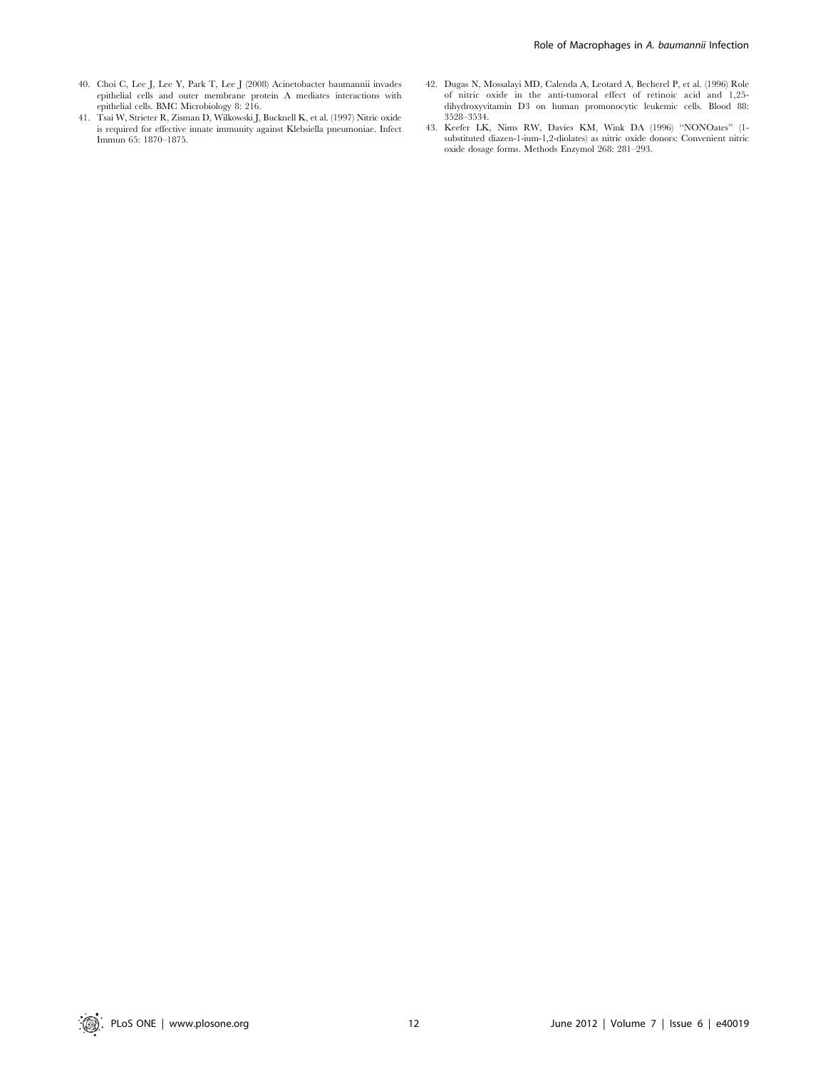40. Choi C, Lee J, Lee Y, Park T, Lee J (2008) Acinetobacter baumannii invades epithelial cells and outer membrane protein A mediates interactions with epithelial cells. BMC Microbiology 8: 216.
41. Tsai W, Strieter R, Zisman D, Wilkowski J, Bucknell K, et al. (1997) Nitric oxide is required for effective innate immunity against Klebsiella pneumoniae. Infect Immun 65: 1870–1875.
42. Dugas N, Mossalayi MD, Calenda A, Leotard A, Becherel P, et al. (1996) Role of nitric oxide in the anti-tumoral effect of retinoic acid and 1,25-dihydroxyvitamin D3 on human promonocytic leukemic cells. Blood 88: 3528–3534.
43. Keefer LK, Nims RW, Davies KM, Wink DA (1996) "NONOates" (1-substituted diazen-1-ium-1,2-diolates) as nitric oxide donors: Convenient nitric oxide dosage forms. Methods Enzymol 268: 281–293.